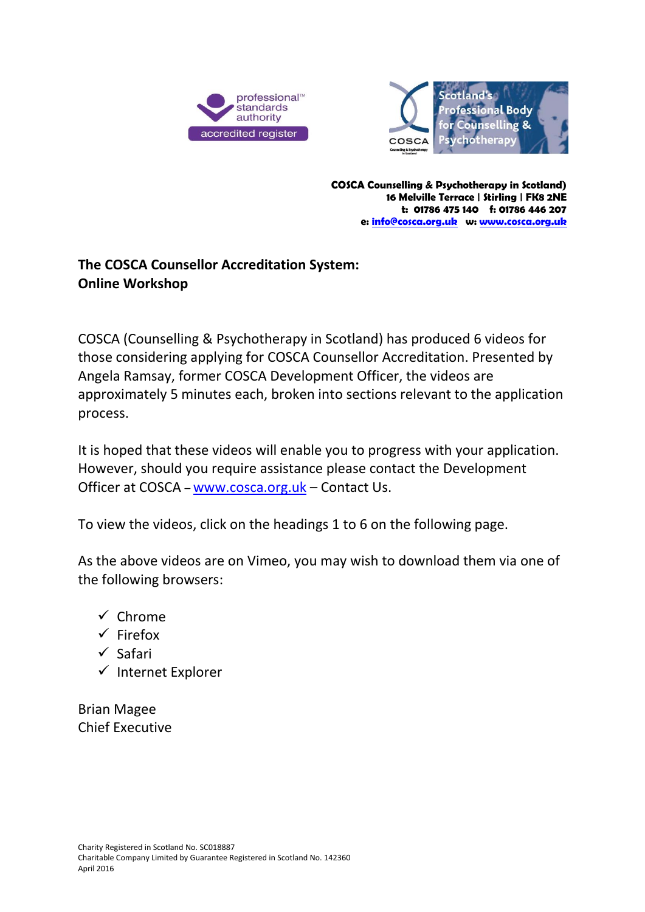professional™ standards authority
accredited register

COSCA — Scotland's Professional Body for Counselling & Psychotherapy

**COSCA Counselling & Psychotherapy in Scotland)**
**16 Melville Terrace | Stirling | FK8 2NE**
**t: 01786 475 140 f: 01786 446 207**
**e: info@cosca.org.uk w: www.cosca.org.uk**

## The COSCA Counsellor Accreditation System: Online Workshop

COSCA (Counselling & Psychotherapy in Scotland) has produced 6 videos for those considering applying for COSCA Counsellor Accreditation. Presented by Angela Ramsay, former COSCA Development Officer, the videos are approximately 5 minutes each, broken into sections relevant to the application process.

It is hoped that these videos will enable you to progress with your application. However, should you require assistance please contact the Development Officer at COSCA – www.cosca.org.uk – Contact Us.

To view the videos, click on the headings 1 to 6 on the following page.

As the above videos are on Vimeo, you may wish to download them via one of the following browsers:

- ✓ Chrome
- ✓ Firefox
- ✓ Safari
- ✓ Internet Explorer

Brian Magee
Chief Executive

Charity Registered in Scotland No. SC018887
Charitable Company Limited by Guarantee Registered in Scotland No. 142360
April 2016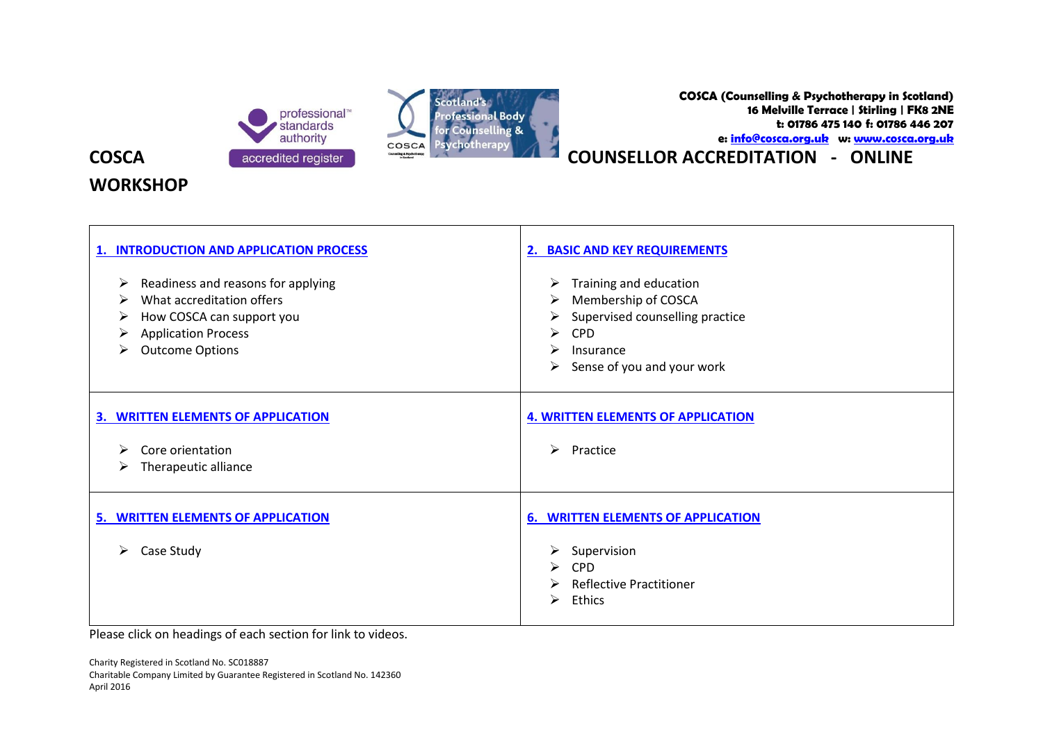COSCA (Counselling & Psychotherapy in Scotland)
16 Melville Terrace | Stirling | FK8 2NE
t: 01786 475 140 f: 01786 446 207
e: info@cosca.org.uk w: www.cosca.org.uk

# COSCA WORKSHOP

# COUNSELLOR ACCREDITATION - ONLINE

| | |
|---|---|
| **1. INTRODUCTION AND APPLICATION PROCESS**<br><br>➢ Readiness and reasons for applying<br>➢ What accreditation offers<br>➢ How COSCA can support you<br>➢ Application Process<br>➢ Outcome Options | **2. BASIC AND KEY REQUIREMENTS**<br><br>➢ Training and education<br>➢ Membership of COSCA<br>➢ Supervised counselling practice<br>➢ CPD<br>➢ Insurance<br>➢ Sense of you and your work |
| **3. WRITTEN ELEMENTS OF APPLICATION**<br><br>➢ Core orientation<br>➢ Therapeutic alliance | **4. WRITTEN ELEMENTS OF APPLICATION**<br><br>➢ Practice |
| **5. WRITTEN ELEMENTS OF APPLICATION**<br><br>➢ Case Study | **6. WRITTEN ELEMENTS OF APPLICATION**<br><br>➢ Supervision<br>➢ CPD<br>➢ Reflective Practitioner<br>➢ Ethics |

Please click on headings of each section for link to videos.

Charity Registered in Scotland No. SC018887
Charitable Company Limited by Guarantee Registered in Scotland No. 142360
April 2016